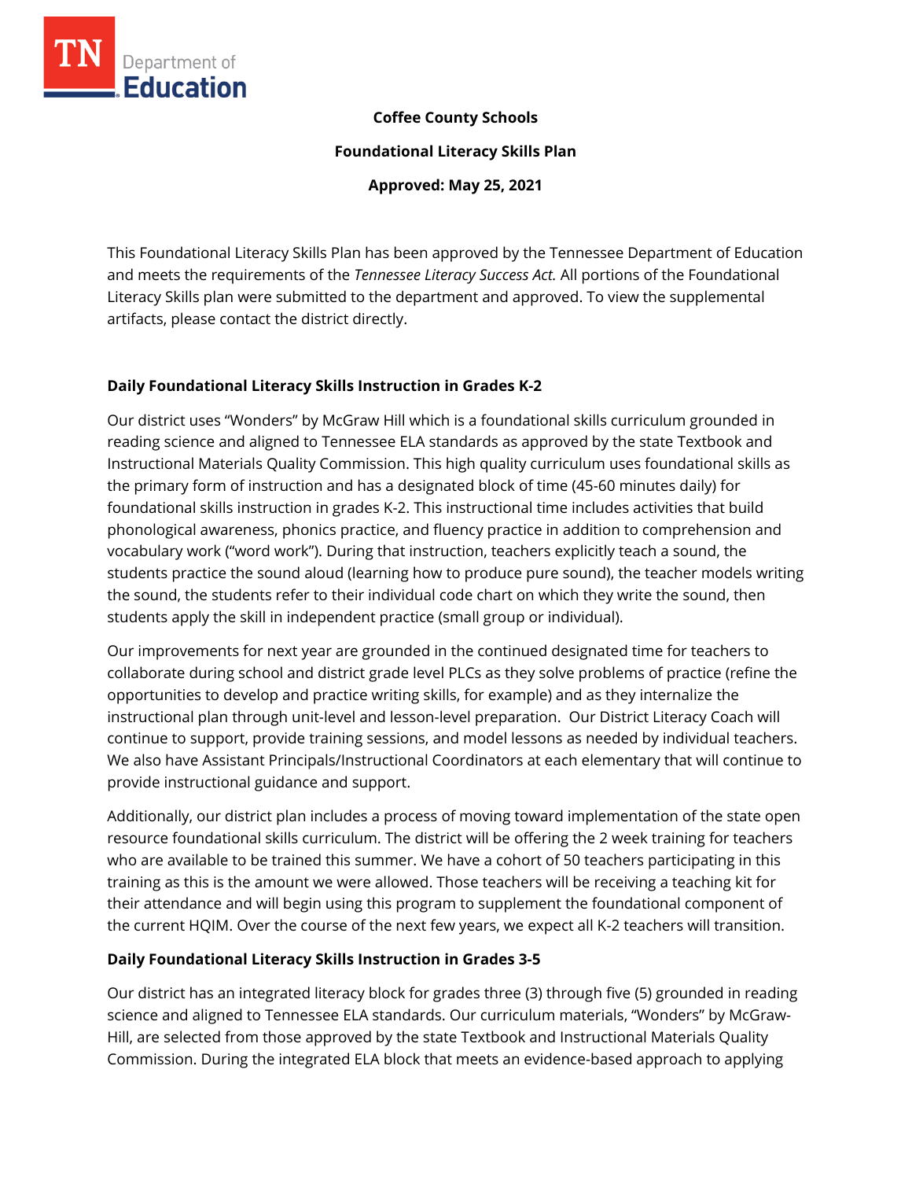**Coffee County Schools**

**Foundational Literacy Skills Plan**

**Approved: May 25, 2021**

This Foundational Literacy Skills Plan has been approved by the Tennessee Department of Education and meets the requirements of the *Tennessee Literacy Success Act.* All portions of the Foundational Literacy Skills plan were submitted to the department and approved. To view the supplemental artifacts, please contact the district directly.

## Daily Foundational Literacy Skills Instruction in Grades K-2

Our district uses "Wonders" by McGraw Hill which is a foundational skills curriculum grounded in reading science and aligned to Tennessee ELA standards as approved by the state Textbook and Instructional Materials Quality Commission. This high quality curriculum uses foundational skills as the primary form of instruction and has a designated block of time (45-60 minutes daily) for foundational skills instruction in grades K-2. This instructional time includes activities that build phonological awareness, phonics practice, and fluency practice in addition to comprehension and vocabulary work ("word work"). During that instruction, teachers explicitly teach a sound, the students practice the sound aloud (learning how to produce pure sound), the teacher models writing the sound, the students refer to their individual code chart on which they write the sound, then students apply the skill in independent practice (small group or individual).

Our improvements for next year are grounded in the continued designated time for teachers to collaborate during school and district grade level PLCs as they solve problems of practice (refine the opportunities to develop and practice writing skills, for example) and as they internalize the instructional plan through unit-level and lesson-level preparation. Our District Literacy Coach will continue to support, provide training sessions, and model lessons as needed by individual teachers. We also have Assistant Principals/Instructional Coordinators at each elementary that will continue to provide instructional guidance and support.

Additionally, our district plan includes a process of moving toward implementation of the state open resource foundational skills curriculum. The district will be offering the 2 week training for teachers who are available to be trained this summer. We have a cohort of 50 teachers participating in this training as this is the amount we were allowed. Those teachers will be receiving a teaching kit for their attendance and will begin using this program to supplement the foundational component of the current HQIM. Over the course of the next few years, we expect all K-2 teachers will transition.

## Daily Foundational Literacy Skills Instruction in Grades 3-5

Our district has an integrated literacy block for grades three (3) through five (5) grounded in reading science and aligned to Tennessee ELA standards. Our curriculum materials, "Wonders" by McGraw-Hill, are selected from those approved by the state Textbook and Instructional Materials Quality Commission. During the integrated ELA block that meets an evidence-based approach to applying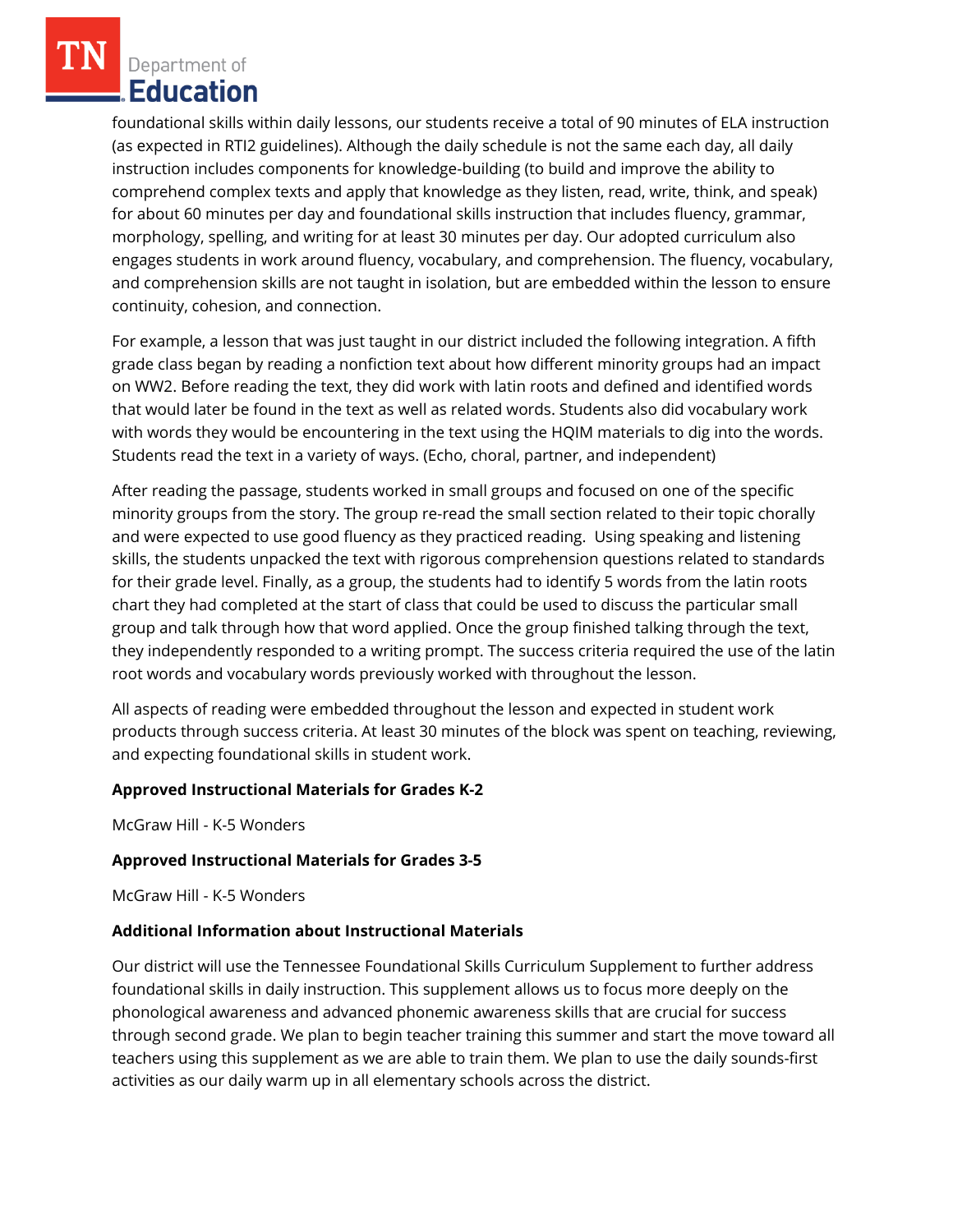foundational skills within daily lessons, our students receive a total of 90 minutes of ELA instruction (as expected in RTI2 guidelines). Although the daily schedule is not the same each day, all daily instruction includes components for knowledge-building (to build and improve the ability to comprehend complex texts and apply that knowledge as they listen, read, write, think, and speak) for about 60 minutes per day and foundational skills instruction that includes fluency, grammar, morphology, spelling, and writing for at least 30 minutes per day. Our adopted curriculum also engages students in work around fluency, vocabulary, and comprehension. The fluency, vocabulary, and comprehension skills are not taught in isolation, but are embedded within the lesson to ensure continuity, cohesion, and connection.

For example, a lesson that was just taught in our district included the following integration. A fifth grade class began by reading a nonfiction text about how different minority groups had an impact on WW2. Before reading the text, they did work with latin roots and defined and identified words that would later be found in the text as well as related words. Students also did vocabulary work with words they would be encountering in the text using the HQIM materials to dig into the words. Students read the text in a variety of ways. (Echo, choral, partner, and independent)

After reading the passage, students worked in small groups and focused on one of the specific minority groups from the story. The group re-read the small section related to their topic chorally and were expected to use good fluency as they practiced reading. Using speaking and listening skills, the students unpacked the text with rigorous comprehension questions related to standards for their grade level. Finally, as a group, the students had to identify 5 words from the latin roots chart they had completed at the start of class that could be used to discuss the particular small group and talk through how that word applied. Once the group finished talking through the text, they independently responded to a writing prompt. The success criteria required the use of the latin root words and vocabulary words previously worked with throughout the lesson.

All aspects of reading were embedded throughout the lesson and expected in student work products through success criteria. At least 30 minutes of the block was spent on teaching, reviewing, and expecting foundational skills in student work.

**Approved Instructional Materials for Grades K-2**

McGraw Hill - K-5 Wonders

**Approved Instructional Materials for Grades 3-5**

McGraw Hill - K-5 Wonders

**Additional Information about Instructional Materials**

Our district will use the Tennessee Foundational Skills Curriculum Supplement to further address foundational skills in daily instruction. This supplement allows us to focus more deeply on the phonological awareness and advanced phonemic awareness skills that are crucial for success through second grade. We plan to begin teacher training this summer and start the move toward all teachers using this supplement as we are able to train them. We plan to use the daily sounds-first activities as our daily warm up in all elementary schools across the district.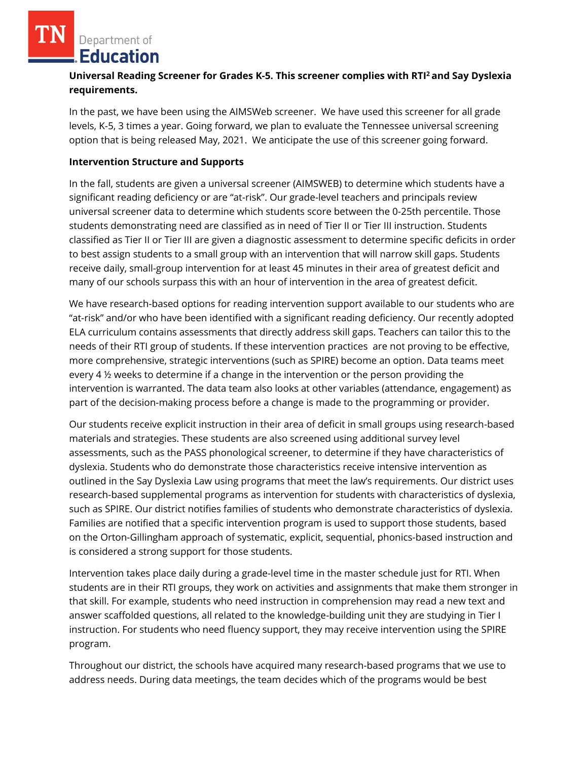**Universal Reading Screener for Grades K-5. This screener complies with RTI[2] and Say Dyslexia requirements.**

In the past, we have been using the AIMSWeb screener. We have used this screener for all grade levels, K-5, 3 times a year. Going forward, we plan to evaluate the Tennessee universal screening option that is being released May, 2021. We anticipate the use of this screener going forward.

**Intervention Structure and Supports**

In the fall, students are given a universal screener (AIMSWEB) to determine which students have a significant reading deficiency or are "at-risk". Our grade-level teachers and principals review universal screener data to determine which students score between the 0-25th percentile. Those students demonstrating need are classified as in need of Tier II or Tier III instruction. Students classified as Tier II or Tier III are given a diagnostic assessment to determine specific deficits in order to best assign students to a small group with an intervention that will narrow skill gaps. Students receive daily, small-group intervention for at least 45 minutes in their area of greatest deficit and many of our schools surpass this with an hour of intervention in the area of greatest deficit.

We have research-based options for reading intervention support available to our students who are "at-risk" and/or who have been identified with a significant reading deficiency. Our recently adopted ELA curriculum contains assessments that directly address skill gaps. Teachers can tailor this to the needs of their RTI group of students. If these intervention practices are not proving to be effective, more comprehensive, strategic interventions (such as SPIRE) become an option. Data teams meet every 4 ½ weeks to determine if a change in the intervention or the person providing the intervention is warranted. The data team also looks at other variables (attendance, engagement) as part of the decision-making process before a change is made to the programming or provider.

Our students receive explicit instruction in their area of deficit in small groups using research-based materials and strategies. These students are also screened using additional survey level assessments, such as the PASS phonological screener, to determine if they have characteristics of dyslexia. Students who do demonstrate those characteristics receive intensive intervention as outlined in the Say Dyslexia Law using programs that meet the law's requirements. Our district uses research-based supplemental programs as intervention for students with characteristics of dyslexia, such as SPIRE. Our district notifies families of students who demonstrate characteristics of dyslexia. Families are notified that a specific intervention program is used to support those students, based on the Orton-Gillingham approach of systematic, explicit, sequential, phonics-based instruction and is considered a strong support for those students.

Intervention takes place daily during a grade-level time in the master schedule just for RTI. When students are in their RTI groups, they work on activities and assignments that make them stronger in that skill. For example, students who need instruction in comprehension may read a new text and answer scaffolded questions, all related to the knowledge-building unit they are studying in Tier I instruction. For students who need fluency support, they may receive intervention using the SPIRE program.

Throughout our district, the schools have acquired many research-based programs that we use to address needs. During data meetings, the team decides which of the programs would be best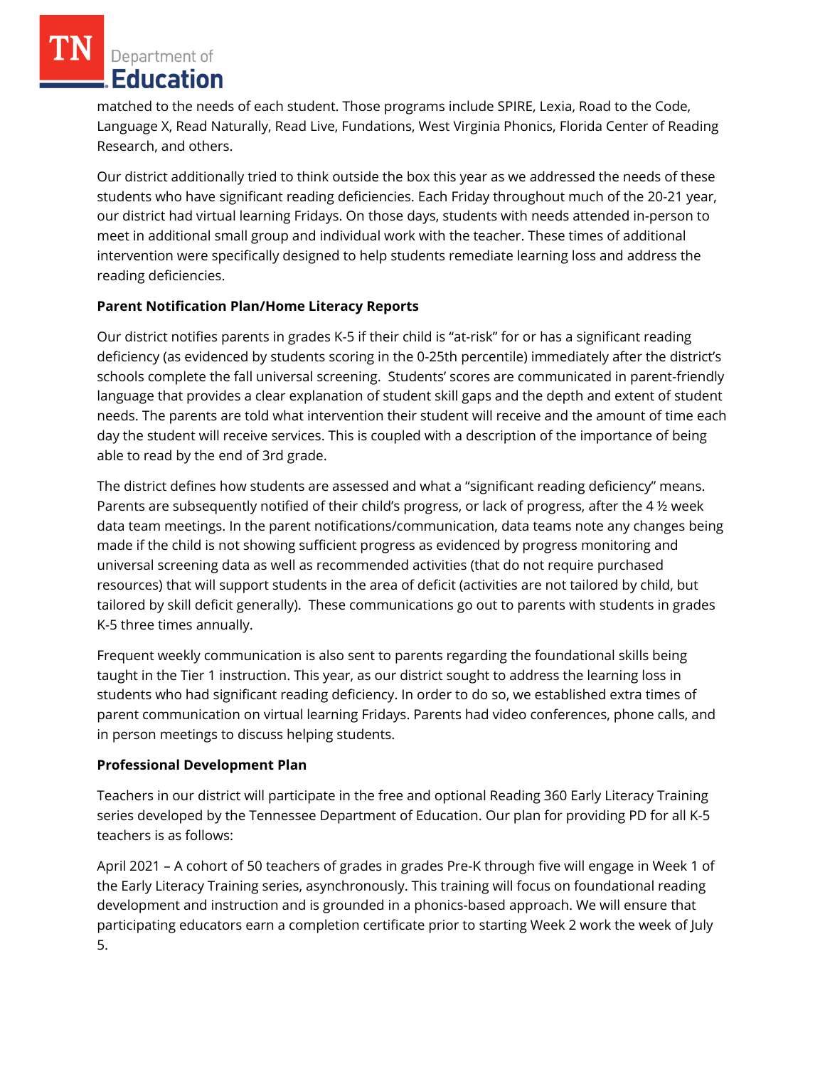matched to the needs of each student. Those programs include SPIRE, Lexia, Road to the Code, Language X, Read Naturally, Read Live, Fundations, West Virginia Phonics, Florida Center of Reading Research, and others.

Our district additionally tried to think outside the box this year as we addressed the needs of these students who have significant reading deficiencies. Each Friday throughout much of the 20-21 year, our district had virtual learning Fridays. On those days, students with needs attended in-person to meet in additional small group and individual work with the teacher. These times of additional intervention were specifically designed to help students remediate learning loss and address the reading deficiencies.

**Parent Notification Plan/Home Literacy Reports**

Our district notifies parents in grades K-5 if their child is "at-risk" for or has a significant reading deficiency (as evidenced by students scoring in the 0-25th percentile) immediately after the district's schools complete the fall universal screening. Students' scores are communicated in parent-friendly language that provides a clear explanation of student skill gaps and the depth and extent of student needs. The parents are told what intervention their student will receive and the amount of time each day the student will receive services. This is coupled with a description of the importance of being able to read by the end of 3rd grade.

The district defines how students are assessed and what a "significant reading deficiency" means. Parents are subsequently notified of their child's progress, or lack of progress, after the 4 ½ week data team meetings. In the parent notifications/communication, data teams note any changes being made if the child is not showing sufficient progress as evidenced by progress monitoring and universal screening data as well as recommended activities (that do not require purchased resources) that will support students in the area of deficit (activities are not tailored by child, but tailored by skill deficit generally). These communications go out to parents with students in grades K-5 three times annually.

Frequent weekly communication is also sent to parents regarding the foundational skills being taught in the Tier 1 instruction. This year, as our district sought to address the learning loss in students who had significant reading deficiency. In order to do so, we established extra times of parent communication on virtual learning Fridays. Parents had video conferences, phone calls, and in person meetings to discuss helping students.

**Professional Development Plan**

Teachers in our district will participate in the free and optional Reading 360 Early Literacy Training series developed by the Tennessee Department of Education. Our plan for providing PD for all K-5 teachers is as follows:

April 2021 – A cohort of 50 teachers of grades in grades Pre-K through five will engage in Week 1 of the Early Literacy Training series, asynchronously. This training will focus on foundational reading development and instruction and is grounded in a phonics-based approach. We will ensure that participating educators earn a completion certificate prior to starting Week 2 work the week of July 5.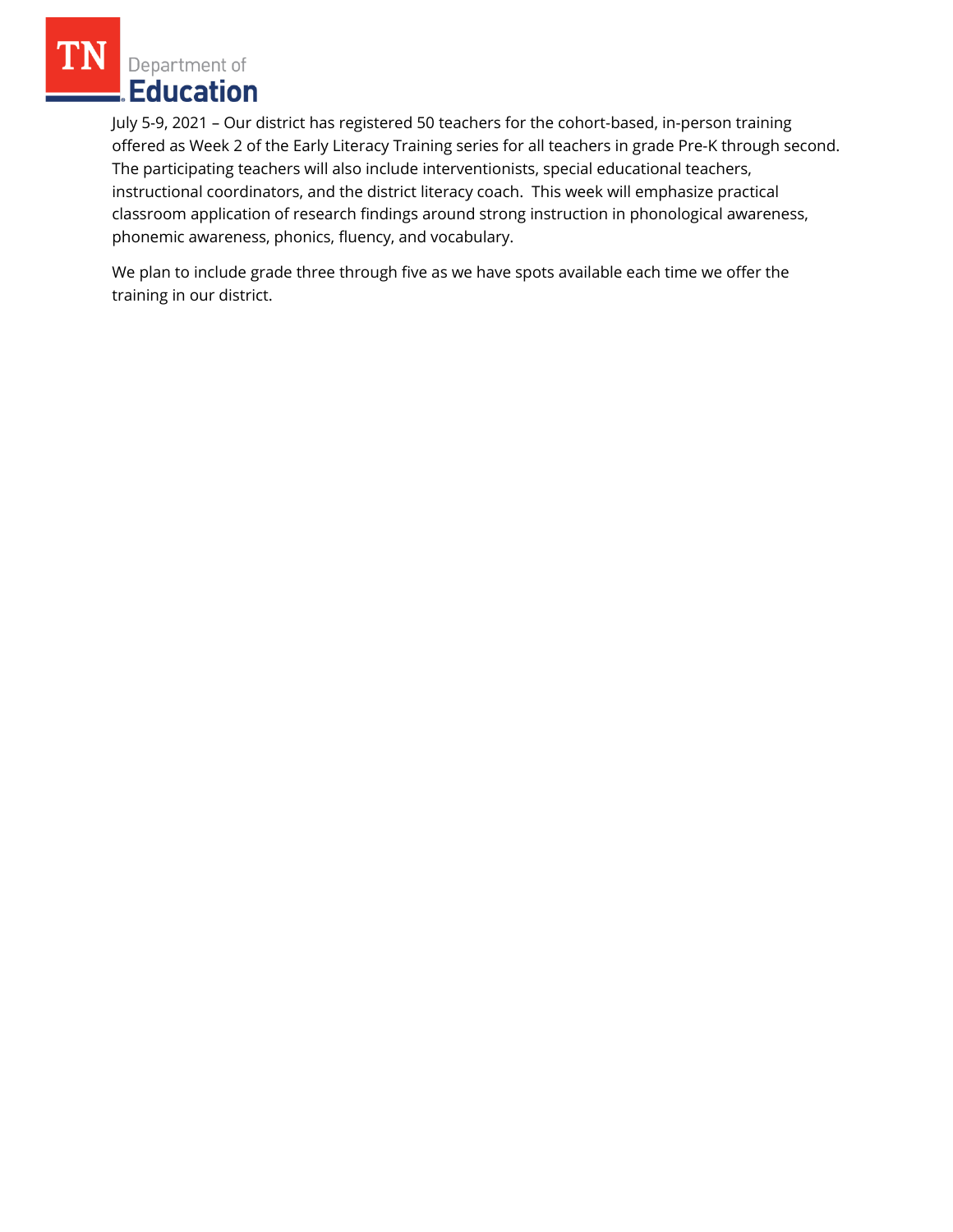July 5-9, 2021 – Our district has registered 50 teachers for the cohort-based, in-person training offered as Week 2 of the Early Literacy Training series for all teachers in grade Pre-K through second. The participating teachers will also include interventionists, special educational teachers, instructional coordinators, and the district literacy coach. This week will emphasize practical classroom application of research findings around strong instruction in phonological awareness, phonemic awareness, phonics, fluency, and vocabulary.

We plan to include grade three through five as we have spots available each time we offer the training in our district.